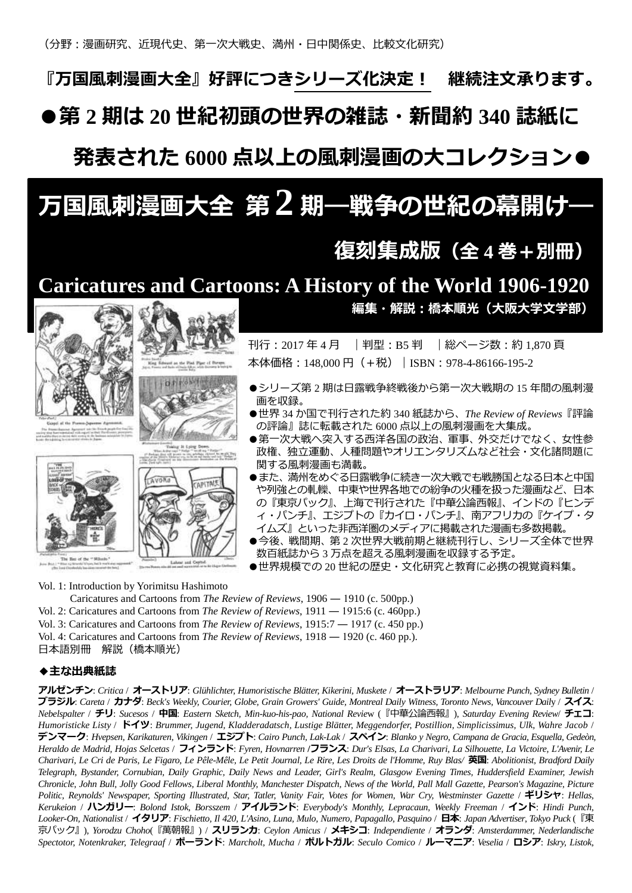（分野：漫画研究、近現代史、第一次大戦史、満州・日中関係史、比較文化研究）

**『万国風刺漫画大全』好評につきシリーズ化決定！　継続注文承ります。**

## ●第 2 期は 20 世紀初頭の世界の雑誌・新聞約 340 誌紙に発表された 6000 点以上の風刺漫画の大コレクション●

# 万国風刺漫画大全 第 2 期―戦争の世紀の幕開け―

## 復刻集成版（全 4 巻＋別冊）

## Caricatures and Cartoons: A History of the World 1906-1920

**編集・解説：橋本順光（大阪大学文学部）**

刊行：2017 年 4 月　｜判型：B5 判　｜総ページ数：約 1,870 頁

本体価格：148,000 円（＋税）｜ISBN：978-4-86166-195-2

- ●シリーズ第 2 期は日露戦争終戦後から第一次大戦期の 15 年間の風刺漫画を収録。
- ●世界 34 か国で刊行された約 340 紙誌から、*The Review of Reviews*『評論の評論』誌に転載された 6000 点以上の風刺漫画を大集成。
- ●第一次大戦へ突入する西洋各国の政治、軍事、外交だけでなく、女性参政権、独立運動、人種問題やオリエンタリズムなど社会・文化諸問題に関する風刺漫画も満載。
- ●また、満州をめぐる日露戦争に続き一次大戦でも戦勝国となる日本と中国や列強との軋轢、中東や世界各地での紛争の火種を扱った漫画など、日本の『東京パック』、上海で刊行された『中華公論西報』、インドの『ヒンディ・パンチ』、エジプトの『カイロ・パンチ』、南アフリカの『ケイプ・タイムズ』といった非西洋圏のメディアに掲載された漫画も多数掲載。
- ●今後、戦間期、第 2 次世界大戦前期と継続刊行し、シリーズ全体で世界数百紙誌から 3 万点を超える風刺漫画を収録する予定。
- ●世界規模での 20 世紀の歴史・文化研究と教育に必携の視覚資料集。

Vol. 1: Introduction by Yorimitsu Hashimoto
　　Caricatures and Cartoons from *The Review of Reviews*, 1906 ― 1910 (c. 500pp.)
Vol. 2: Caricatures and Cartoons from *The Review of Reviews*, 1911 ― 1915:6 (c. 460pp.)
Vol. 3: Caricatures and Cartoons from *The Review of Reviews*, 1915:7 ― 1917 (c. 450 pp.)
Vol. 4: Caricatures and Cartoons from *The Review of Reviews*, 1918 ― 1920 (c. 460 pp.).
日本語別冊　解説（橋本順光）

### ◆主な出典紙誌

**アルゼンチン**: *Critica* / **オーストリア**: *Glühlichter, Humoristische Blätter, Kikerini, Muskete* / **オーストラリア**: *Melbourne Punch, Sydney Bulletin* / **ブラジル**: *Careta* / **カナダ**: *Beck's Weekly, Courier, Globe, Grain Growers' Guide, Montreal Daily Witness, Toronto News, Vancouver Daily* / **スイス**: *Nebelspalter* / **チリ**: *Sucesos* / **中国**: *Eastern Sketch, Min-kuo-his-pao, National Review*（『中華公論西報』), *Saturday Evening Review*/ **チェコ**: *Humoristicke Listy* / **ドイツ**: *Brummer, Jugend, Kladderadatsch, Lustige Blätter, Meggendorfer, Postillion, Simplicissimus, Ulk, Wahre Jacob* / **デンマーク**: *Hvepsen, Karikaturen, Vikingen* / **エジプト**: *Cairo Punch, Lak-Lak* / **スペイン**: *Blanko y Negro, Campana de Gracia, Esquella, Gedeòn, Heraldo de Madrid, Hojas Selcetas* / **フィンランド**: *Fyren, Hovnarren* /**フランス**: *Dur's Elsas, La Charivari, La Silhouette, La Victoire, L'Avenir, Le Charivari, Le Cri de Paris, Le Figaro, Le Pêle-Mêle, Le Petit Journal, Le Rire, Les Droits de l'Homme, Ruy Blas*/ **英国**: *Abolitionist, Bradford Daily Telegraph, Bystander, Cornubian, Daily Graphic, Daily News and Leader, Girl's Realm, Glasgow Evening Times, Huddersfield Examiner, Jewish Chronicle, John Bull, Jolly Good Fellows, Liberal Monthly, Manchester Dispatch, News of the World, Pall Mall Gazette, Pearson's Magazine, Picture Politic, Reynolds' Newspaper, Sporting Illustrated, Star, Tatler, Vanity Fair, Votes for Women, War Cry, Westminster Gazette* / **ギリシャ**: *Hellas, Kerukeion* / **ハンガリー**: *Bolond Istok, Borsszem* / **アイルランド**: *Everybody's Monthly, Lepracaun, Weekly Freeman* / **インド**: *Hindi Punch, Looker-On, Nationalist* / **イタリア**: *Fischietto, Il 420, L'Asino, Luna, Mulo, Numero, Papagallo, Pasquino* / **日本**: *Japan Advertiser, Tokyo Puck*（『東京パック』), *Yorodzu Choho*(『萬朝報』) / **スリランカ**: *Ceylon Amicus* / **メキシコ**: *Independiente* / **オランダ**: *Amsterdammer, Nederlandische Spectotor, Notenkraker, Telegraaf* / **ポーランド**: *Marcholt, Mucha* / **ポルトガル**: *Seculo Comico* / **ルーマニア**: *Veselia* / **ロシア**: *Iskry, Listok,*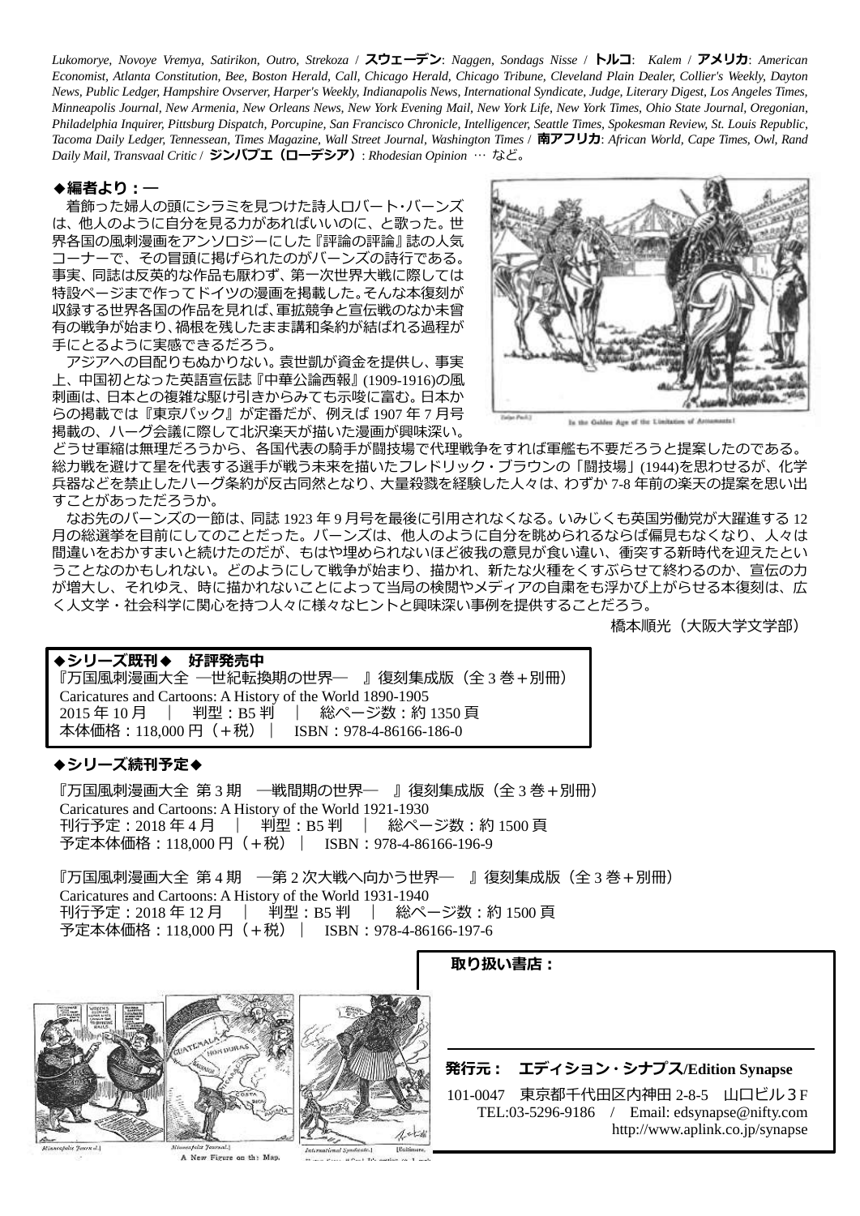*Lukomorye, Novoye Vremya, Satirikon, Outro, Strekoza* / **スウェーデン**: *Naggen, Sondags Nisse* / **トルコ**: *Kalem* / **アメリカ**: *American Economist, Atlanta Constitution, Bee, Boston Herald, Call, Chicago Herald, Chicago Tribune, Cleveland Plain Dealer, Collier's Weekly, Dayton News, Public Ledger, Hampshire Ovserver, Harper's Weekly, Indianapolis News, International Syndicate, Judge, Literary Digest, Los Angeles Times, Minneapolis Journal, New Armenia, New Orleans News, New York Evening Mail, New York Life, New York Times, Ohio State Journal, Oregonian, Philadelphia Inquirer, Pittsburg Dispatch, Porcupine, San Francisco Chronicle, Intelligencer, Seattle Times, Spokesman Review, St. Louis Republic, Tacoma Daily Ledger, Tennessean, Times Magazine, Wall Street Journal, Washington Times* / **南アフリカ**: *African World, Cape Times, Owl, Rand Daily Mail, Transvaal Critic* / **ジンバブエ（ローデシア）**: *Rhodesian Opinion* … など。

**◆編者より：—**

着飾った婦人の頭にシラミを見つけた詩人ロバート・バーンズは、他人のように自分を見る力があればいいのに、と歌った。世界各国の風刺漫画をアンソロジーにした『評論の評論』誌の人気コーナーで、その冒頭に掲げられたのがバーンズの詩行である。事実、同誌は反英的な作品も厭わず、第一次世界大戦に際しては特設ページまで作ってドイツの漫画を掲載した。そんな本復刻が収録する世界各国の作品を見れば、軍拡競争と宣伝戦のなか未曾有の戦争が始まり、禍根を残したまま講和条約が結ばれる過程が手にとるように実感できるだろう。

アジアへの目配りもぬかりない。袁世凱が資金を提供し、事実上、中国初となった英語宣伝誌『中華公論西報』(1909-1916)の風刺画は、日本との複雑な駆け引きからみても示唆に富む。日本からの掲載では『東京パック』が定番だが、例えば 1907 年 7 月号掲載の、ハーグ会議に際して北沢楽天が描いた漫画が興味深い。どうせ軍縮は無理だろうから、各国代表の騎手が闘技場で代理戦争をすれば軍艦も不要だろうと提案したのである。総力戦を避けて星を代表する選手が戦う未来を描いたフレドリック・ブラウンの「闘技場」(1944)を思わせるが、化学兵器などを禁止したハーグ条約が反古同然となり、大量殺戮を経験した人々は、わずか 7-8 年前の楽天の提案を思い出すことがあっただろうか。

なお先のバーンズの一節は、同誌 1923 年 9 月号を最後に引用されなくなる。いみじくも英国労働党が大躍進する 12 月の総選挙を目前にしてのことだった。バーンズは、他人のように自分を眺められるならば偏見もなくなり、人々は間違いをおかすまいと続けたのだが、もはや埋められないほど彼我の意見が食い違い、衝突する新時代を迎えたということなのかもしれない。どのようにして戦争が始まり、描かれ、新たな火種をくすぶらせて終わるのか、宣伝の力が増大し、それゆえ、時に描かれないことによって当局の検閲やメディアの自粛をも浮かび上がらせる本復刻は、広く人文学・社会科学に関心を持つ人々に様々なヒントと興味深い事例を提供することだろう。

橋本順光（大阪大学文学部）

**◆シリーズ既刊◆　好評発売中**
『万国風刺漫画大全 ―世紀転換期の世界―　』復刻集成版（全 3 巻＋別冊）
Caricatures and Cartoons: A History of the World 1890-1905
2015 年 10 月　｜　判型：B5 判　｜　総ページ数：約 1350 頁
本体価格：118,000 円（＋税）｜　ISBN：978-4-86166-186-0

**◆シリーズ続刊予定◆**

『万国風刺漫画大全 第 3 期　―戦間期の世界―　』復刻集成版（全 3 巻＋別冊）
Caricatures and Cartoons: A History of the World 1921-1930
刊行予定：2018 年 4 月　｜　判型：B5 判　｜　総ページ数：約 1500 頁
予定本体価格：118,000 円（＋税）｜　ISBN：978-4-86166-196-9

『万国風刺漫画大全 第 4 期　―第 2 次大戦へ向かう世界―　』復刻集成版（全 3 巻＋別冊）
Caricatures and Cartoons: A History of the World 1931-1940
刊行予定：2018 年 12 月　｜　判型：B5 判　｜　総ページ数：約 1500 頁
予定本体価格：118,000 円（＋税）｜　ISBN：978-4-86166-197-6

**取り扱い書店：**

**発行元：　エディション・シナプス/Edition Synapse**
101-0047　東京都千代田区内神田 2-8-5　山口ビル３F
TEL:03-5296-9186　/　Email: edsynapse@nifty.com
http://www.aplink.co.jp/synapse